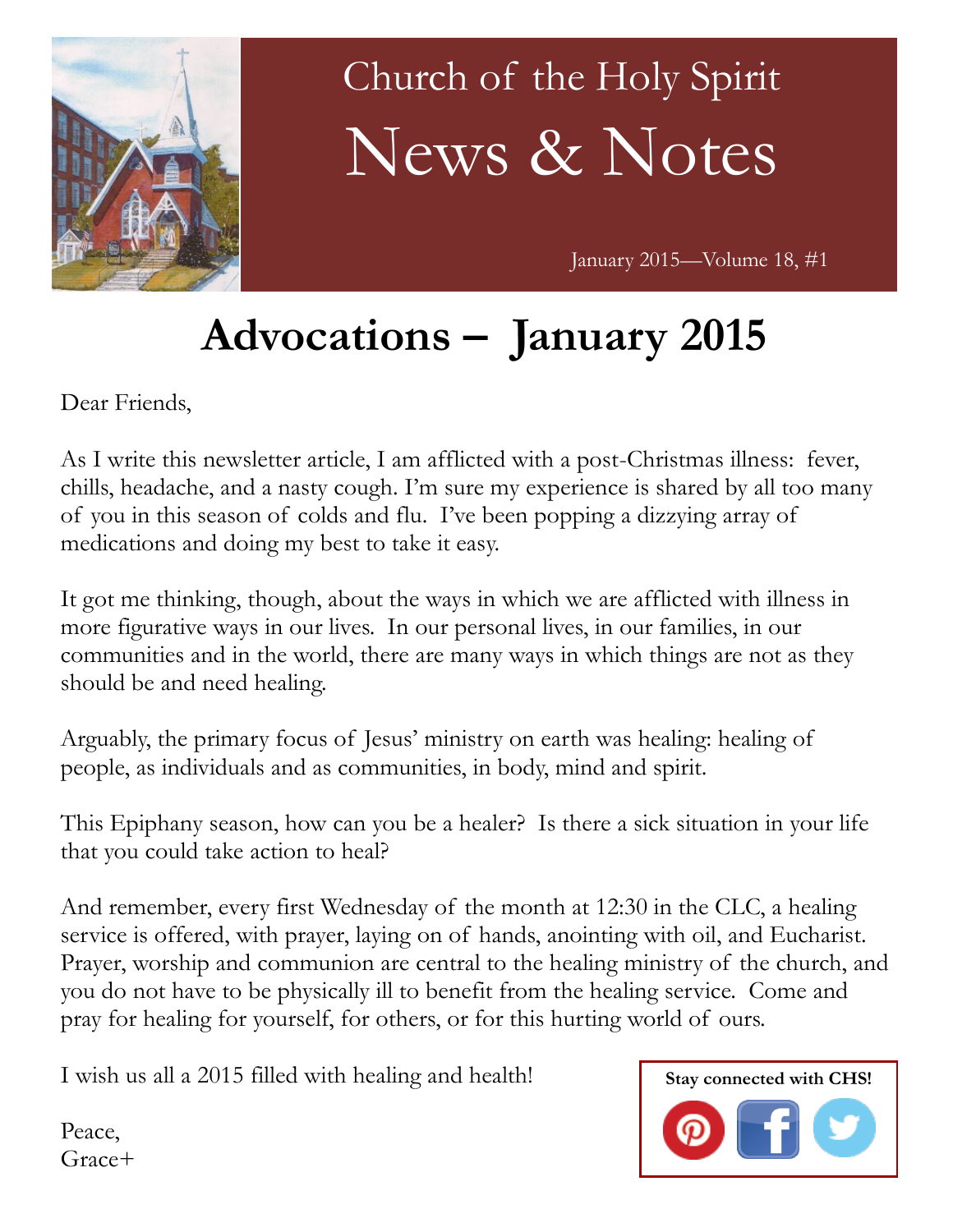# Church of the Holy Spirit

# News & Notes

January 2015—Volume 18, #1

## Advocations – January 2015

Dear Friends,

As I write this newsletter article, I am afflicted with a post-Christmas illness: fever, chills, headache, and a nasty cough. I'm sure my experience is shared by all too many of you in this season of colds and flu. I've been popping a dizzying array of medications and doing my best to take it easy.

It got me thinking, though, about the ways in which we are afflicted with illness in more figurative ways in our lives. In our personal lives, in our families, in our communities and in the world, there are many ways in which things are not as they should be and need healing.

Arguably, the primary focus of Jesus' ministry on earth was healing: healing of people, as individuals and as communities, in body, mind and spirit.

This Epiphany season, how can you be a healer? Is there a sick situation in your life that you could take action to heal?

And remember, every first Wednesday of the month at 12:30 in the CLC, a healing service is offered, with prayer, laying on of hands, anointing with oil, and Eucharist. Prayer, worship and communion are central to the healing ministry of the church, and you do not have to be physically ill to benefit from the healing service. Come and pray for healing for yourself, for others, or for this hurting world of ours.

I wish us all a 2015 filled with healing and health!

Peace,
Grace+

**Stay connected with CHS!**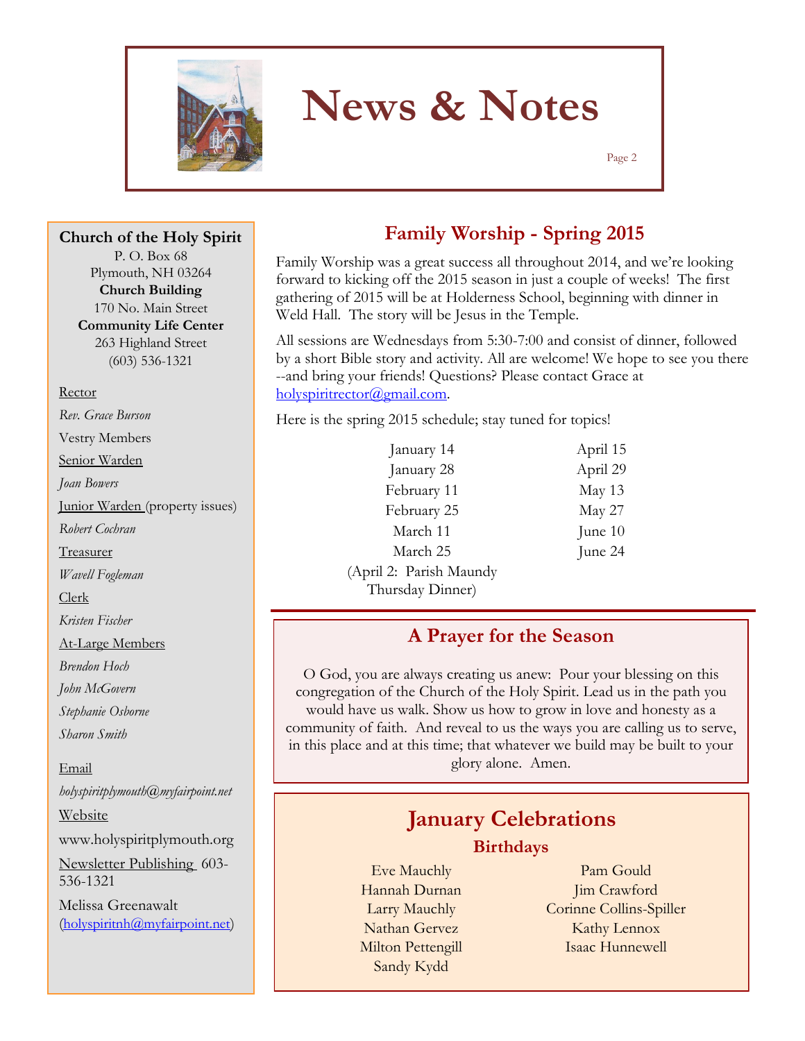# News & Notes

**Church of the Holy Spirit**
P. O. Box 68
Plymouth, NH 03264
**Church Building**
170 No. Main Street
**Community Life Center**
263 Highland Street
(603) 536-1321

Rector
*Rev. Grace Burson*

Vestry Members

Senior Warden
*Joan Bowers*

Junior Warden (property issues)
*Robert Cochran*

Treasurer
*Wavell Fogleman*

Clerk
*Kristen Fischer*

At-Large Members
*Brendon Hoch*
*John McGovern*
*Stephanie Osborne*
*Sharon Smith*

Email
*holyspiritplymouth@myfairpoint.net*

Website
www.holyspiritplymouth.org

Newsletter Publishing 603-536-1321
Melissa Greenawalt
(holyspiritnh@myfairpoint.net)

## Family Worship - Spring 2015

Family Worship was a great success all throughout 2014, and we're looking forward to kicking off the 2015 season in just a couple of weeks! The first gathering of 2015 will be at Holderness School, beginning with dinner in Weld Hall. The story will be Jesus in the Temple.

All sessions are Wednesdays from 5:30-7:00 and consist of dinner, followed by a short Bible story and activity. All are welcome! We hope to see you there --and bring your friends! Questions? Please contact Grace at holyspiritrector@gmail.com.

Here is the spring 2015 schedule; stay tuned for topics!

January 14
January 28
February 11
February 25
March 11
March 25
(April 2: Parish Maundy Thursday Dinner)
April 15
April 29
May 13
May 27
June 10
June 24

## A Prayer for the Season

O God, you are always creating us anew: Pour your blessing on this congregation of the Church of the Holy Spirit. Lead us in the path you would have us walk. Show us how to grow in love and honesty as a community of faith. And reveal to us the ways you are calling us to serve, in this place and at this time; that whatever we build may be built to your glory alone. Amen.

## January Celebrations

### Birthdays

Eve Mauchly
Hannah Durnan
Larry Mauchly
Nathan Gervez
Milton Pettengill
Sandy Kydd
Pam Gould
Jim Crawford
Corinne Collins-Spiller
Kathy Lennox
Isaac Hunnewell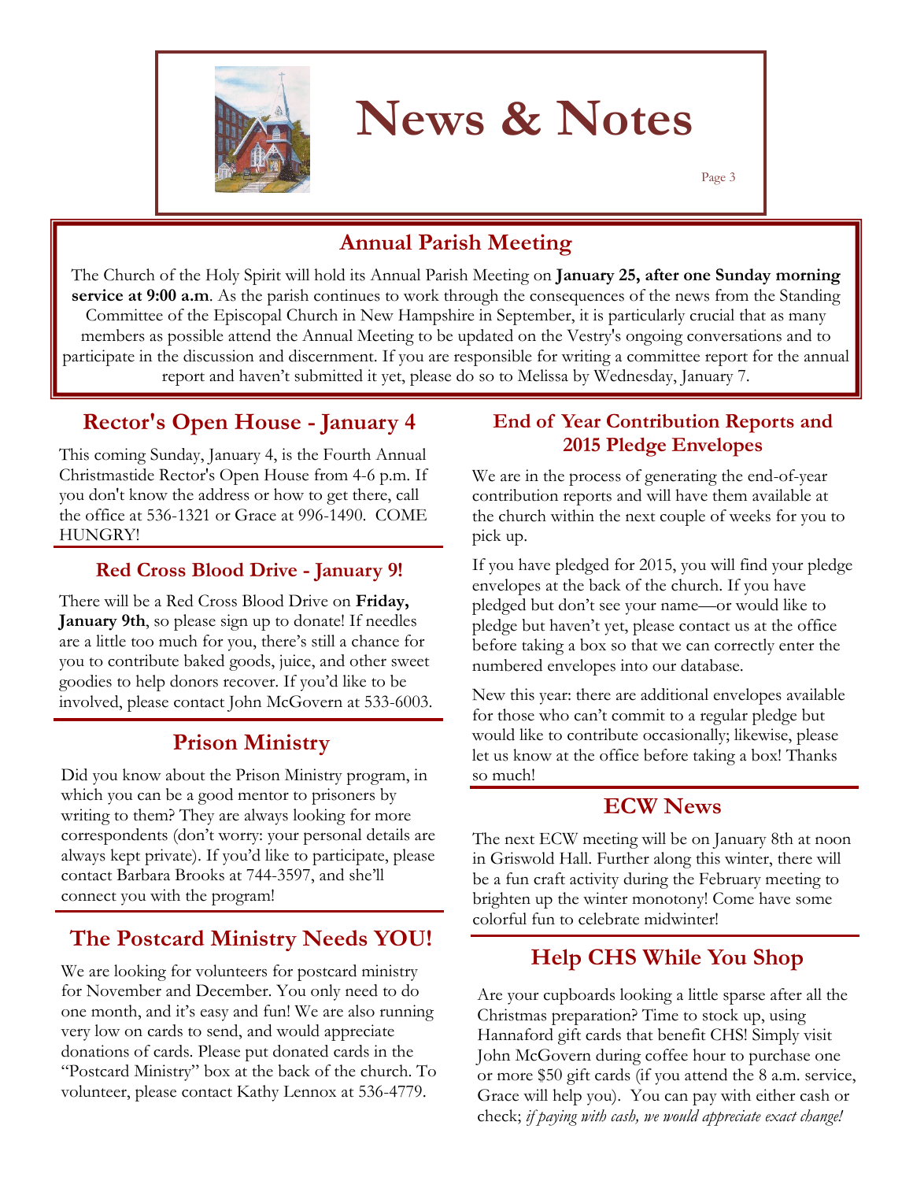# News & Notes

## Annual Parish Meeting

The Church of the Holy Spirit will hold its Annual Parish Meeting on **January 25, after one Sunday morning service at 9:00 a.m**. As the parish continues to work through the consequences of the news from the Standing Committee of the Episcopal Church in New Hampshire in September, it is particularly crucial that as many members as possible attend the Annual Meeting to be updated on the Vestry's ongoing conversations and to participate in the discussion and discernment. If you are responsible for writing a committee report for the annual report and haven't submitted it yet, please do so to Melissa by Wednesday, January 7.

## Rector's Open House - January 4

This coming Sunday, January 4, is the Fourth Annual Christmastide Rector's Open House from 4-6 p.m. If you don't know the address or how to get there, call the office at 536-1321 or Grace at 996-1490. COME HUNGRY!

### Red Cross Blood Drive - January 9!

There will be a Red Cross Blood Drive on **Friday, January 9th**, so please sign up to donate! If needles are a little too much for you, there's still a chance for you to contribute baked goods, juice, and other sweet goodies to help donors recover. If you'd like to be involved, please contact John McGovern at 533-6003.

## Prison Ministry

Did you know about the Prison Ministry program, in which you can be a good mentor to prisoners by writing to them? They are always looking for more correspondents (don't worry: your personal details are always kept private). If you'd like to participate, please contact Barbara Brooks at 744-3597, and she'll connect you with the program!

## The Postcard Ministry Needs YOU!

We are looking for volunteers for postcard ministry for November and December. You only need to do one month, and it's easy and fun! We are also running very low on cards to send, and would appreciate donations of cards. Please put donated cards in the "Postcard Ministry" box at the back of the church. To volunteer, please contact Kathy Lennox at 536-4779.

### End of Year Contribution Reports and 2015 Pledge Envelopes

We are in the process of generating the end-of-year contribution reports and will have them available at the church within the next couple of weeks for you to pick up.

If you have pledged for 2015, you will find your pledge envelopes at the back of the church. If you have pledged but don't see your name—or would like to pledge but haven't yet, please contact us at the office before taking a box so that we can correctly enter the numbered envelopes into our database.

New this year: there are additional envelopes available for those who can't commit to a regular pledge but would like to contribute occasionally; likewise, please let us know at the office before taking a box! Thanks so much!

## ECW News

The next ECW meeting will be on January 8th at noon in Griswold Hall. Further along this winter, there will be a fun craft activity during the February meeting to brighten up the winter monotony! Come have some colorful fun to celebrate midwinter!

## Help CHS While You Shop

Are your cupboards looking a little sparse after all the Christmas preparation? Time to stock up, using Hannaford gift cards that benefit CHS! Simply visit John McGovern during coffee hour to purchase one or more $50 gift cards (if you attend the 8 a.m. service, Grace will help you). You can pay with either cash or check; *if paying with cash, we would appreciate exact change!*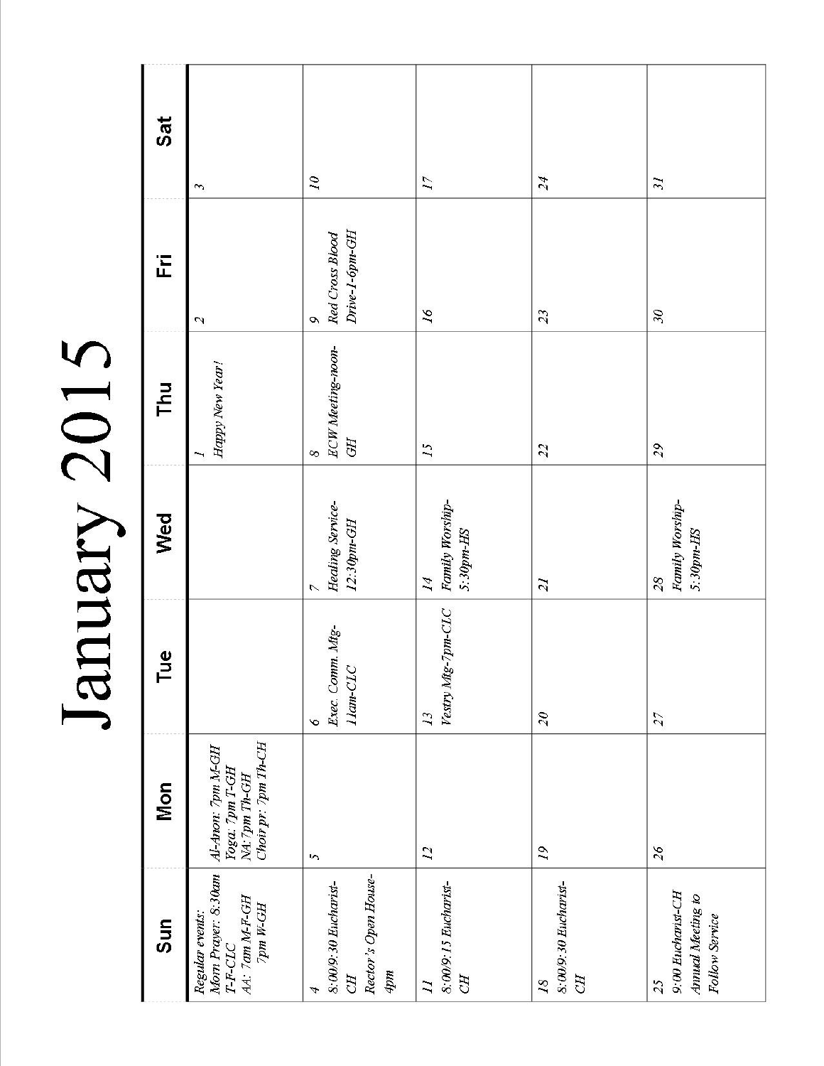# January 2015

| Sun | Mon | Tue | Wed | Thu | Fri | Sat |
|---|---|---|---|---|---|---|
| *Regular events:* *Morn Prayer: 8:30am T-F-CLC* *AA: 7am M-F-GH* *7pm W-GH* | *Al-Anon: 7pm M-GH* *Yoga: 7pm T-GH* *NA: 7pm Th-GH* *Choir pr: 7pm Th-CH* | | | 1 *Happy New Year!* | 2 | 3 |
| 4 *8:00/9:30 Eucharist-CH* *Rector's Open House-4pm* | 5 | 6 *Exec. Comm. Mtg-11am-CLC* | 7 *Healing Service-12:30pm-GH* | 8 *ECW Meeting-noon-GH* | 9 *Red Cross Blood Drive-1-6pm-GH* | 10 |
| 11 *8:00/9:15 Eucharist-CH* | 12 | 13 *Vestry Mtg-7pm-CLC* | 14 *Family Worship-5:30pm-HS* | 15 | 16 | 17 |
| 18 *8:00/9:30 Eucharist-CH* | 19 | 20 | 21 | 22 | 23 | 24 |
| 25 *9:00 Eucharist-CH* *Annual Meeting to Follow Service* | 26 | 27 | 28 *Family Worship-5:30pm-HS* | 29 | 30 | 31 |